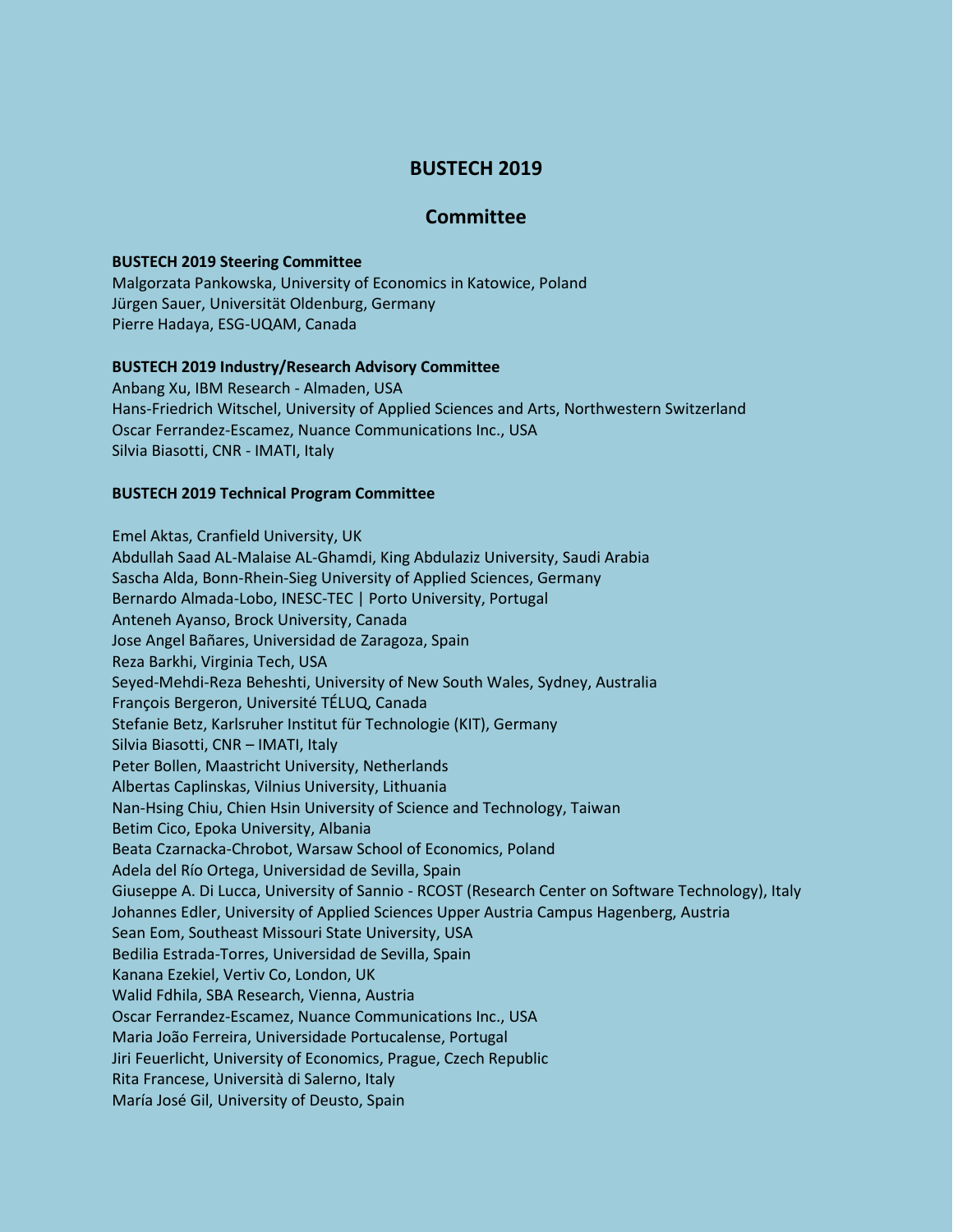# BUSTECH 2019

## Committee

**BUSTECH 2019 Steering Committee**

Malgorzata Pankowska, University of Economics in Katowice, Poland
Jürgen Sauer, Universität Oldenburg, Germany
Pierre Hadaya, ESG-UQAM, Canada

**BUSTECH 2019 Industry/Research Advisory Committee**

Anbang Xu, IBM Research - Almaden, USA
Hans-Friedrich Witschel, University of Applied Sciences and Arts, Northwestern Switzerland
Oscar Ferrandez-Escamez, Nuance Communications Inc., USA
Silvia Biasotti, CNR - IMATI, Italy

**BUSTECH 2019 Technical Program Committee**

Emel Aktas, Cranfield University, UK
Abdullah Saad AL-Malaise AL-Ghamdi, King Abdulaziz University, Saudi Arabia
Sascha Alda, Bonn-Rhein-Sieg University of Applied Sciences, Germany
Bernardo Almada-Lobo, INESC-TEC | Porto University, Portugal
Anteneh Ayanso, Brock University, Canada
Jose Angel Bañares, Universidad de Zaragoza, Spain
Reza Barkhi, Virginia Tech, USA
Seyed-Mehdi-Reza Beheshti, University of New South Wales, Sydney, Australia
François Bergeron, Université TÉLUQ, Canada
Stefanie Betz, Karlsruher Institut für Technologie (KIT), Germany
Silvia Biasotti, CNR – IMATI, Italy
Peter Bollen, Maastricht University, Netherlands
Albertas Caplinskas, Vilnius University, Lithuania
Nan-Hsing Chiu, Chien Hsin University of Science and Technology, Taiwan
Betim Cico, Epoka University, Albania
Beata Czarnacka-Chrobot, Warsaw School of Economics, Poland
Adela del Río Ortega, Universidad de Sevilla, Spain
Giuseppe A. Di Lucca, University of Sannio - RCOST (Research Center on Software Technology), Italy
Johannes Edler, University of Applied Sciences Upper Austria Campus Hagenberg, Austria
Sean Eom, Southeast Missouri State University, USA
Bedilia Estrada-Torres, Universidad de Sevilla, Spain
Kanana Ezekiel, Vertiv Co, London, UK
Walid Fdhila, SBA Research, Vienna, Austria
Oscar Ferrandez-Escamez, Nuance Communications Inc., USA
Maria João Ferreira, Universidade Portucalense, Portugal
Jiri Feuerlicht, University of Economics, Prague, Czech Republic
Rita Francese, Università di Salerno, Italy
María José Gil, University of Deusto, Spain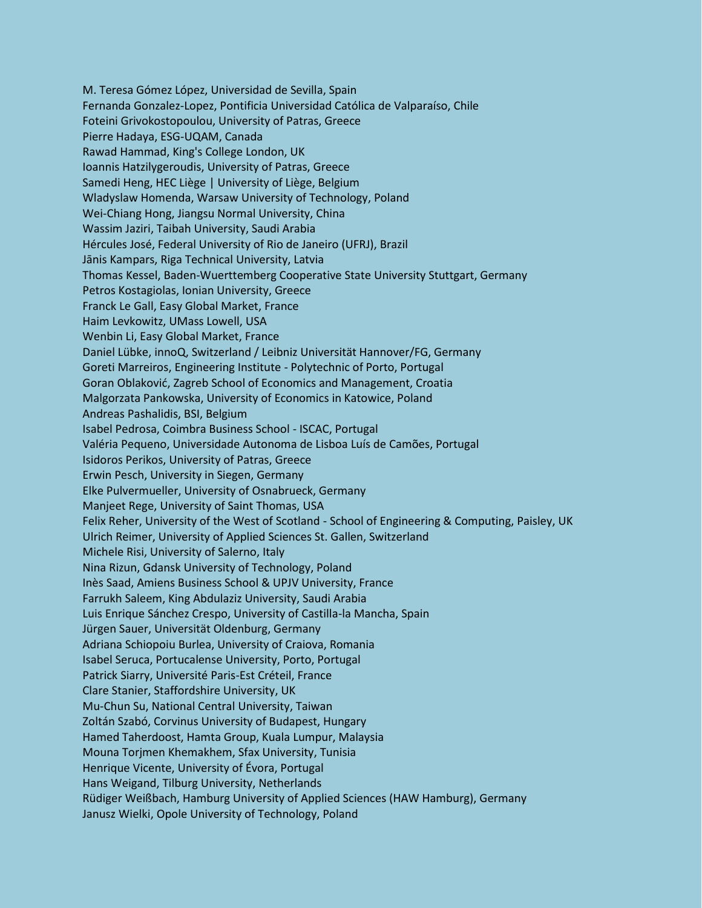M. Teresa Gómez López, Universidad de Sevilla, Spain
Fernanda Gonzalez-Lopez, Pontificia Universidad Católica de Valparaíso, Chile
Foteini Grivokostopoulou, University of Patras, Greece
Pierre Hadaya, ESG-UQAM, Canada
Rawad Hammad, King's College London, UK
Ioannis Hatzilygeroudis, University of Patras, Greece
Samedi Heng, HEC Liège | University of Liège, Belgium
Wladyslaw Homenda, Warsaw University of Technology, Poland
Wei-Chiang Hong, Jiangsu Normal University, China
Wassim Jaziri, Taibah University, Saudi Arabia
Hércules José, Federal University of Rio de Janeiro (UFRJ), Brazil
Jānis Kampars, Riga Technical University, Latvia
Thomas Kessel, Baden-Wuerttemberg Cooperative State University Stuttgart, Germany
Petros Kostagiolas, Ionian University, Greece
Franck Le Gall, Easy Global Market, France
Haim Levkowitz, UMass Lowell, USA
Wenbin Li, Easy Global Market, France
Daniel Lübke, innoQ, Switzerland / Leibniz Universität Hannover/FG, Germany
Goreti Marreiros, Engineering Institute - Polytechnic of Porto, Portugal
Goran Oblaković, Zagreb School of Economics and Management, Croatia
Malgorzata Pankowska, University of Economics in Katowice, Poland
Andreas Pashalidis, BSI, Belgium
Isabel Pedrosa, Coimbra Business School - ISCAC, Portugal
Valéria Pequeno, Universidade Autonoma de Lisboa Luís de Camões, Portugal
Isidoros Perikos, University of Patras, Greece
Erwin Pesch, University in Siegen, Germany
Elke Pulvermueller, University of Osnabrueck, Germany
Manjeet Rege, University of Saint Thomas, USA
Felix Reher, University of the West of Scotland - School of Engineering & Computing, Paisley, UK
Ulrich Reimer, University of Applied Sciences St. Gallen, Switzerland
Michele Risi, University of Salerno, Italy
Nina Rizun, Gdansk University of Technology, Poland
Inès Saad, Amiens Business School & UPJV University, France
Farrukh Saleem, King Abdulaziz University, Saudi Arabia
Luis Enrique Sánchez Crespo, University of Castilla-la Mancha, Spain
Jürgen Sauer, Universität Oldenburg, Germany
Adriana Schiopoiu Burlea, University of Craiova, Romania
Isabel Seruca, Portucalense University, Porto, Portugal
Patrick Siarry, Université Paris-Est Créteil, France
Clare Stanier, Staffordshire University, UK
Mu-Chun Su, National Central University, Taiwan
Zoltán Szabó, Corvinus University of Budapest, Hungary
Hamed Taherdoost, Hamta Group, Kuala Lumpur, Malaysia
Mouna Torjmen Khemakhem, Sfax University, Tunisia
Henrique Vicente, University of Évora, Portugal
Hans Weigand, Tilburg University, Netherlands
Rüdiger Weißbach, Hamburg University of Applied Sciences (HAW Hamburg), Germany
Janusz Wielki, Opole University of Technology, Poland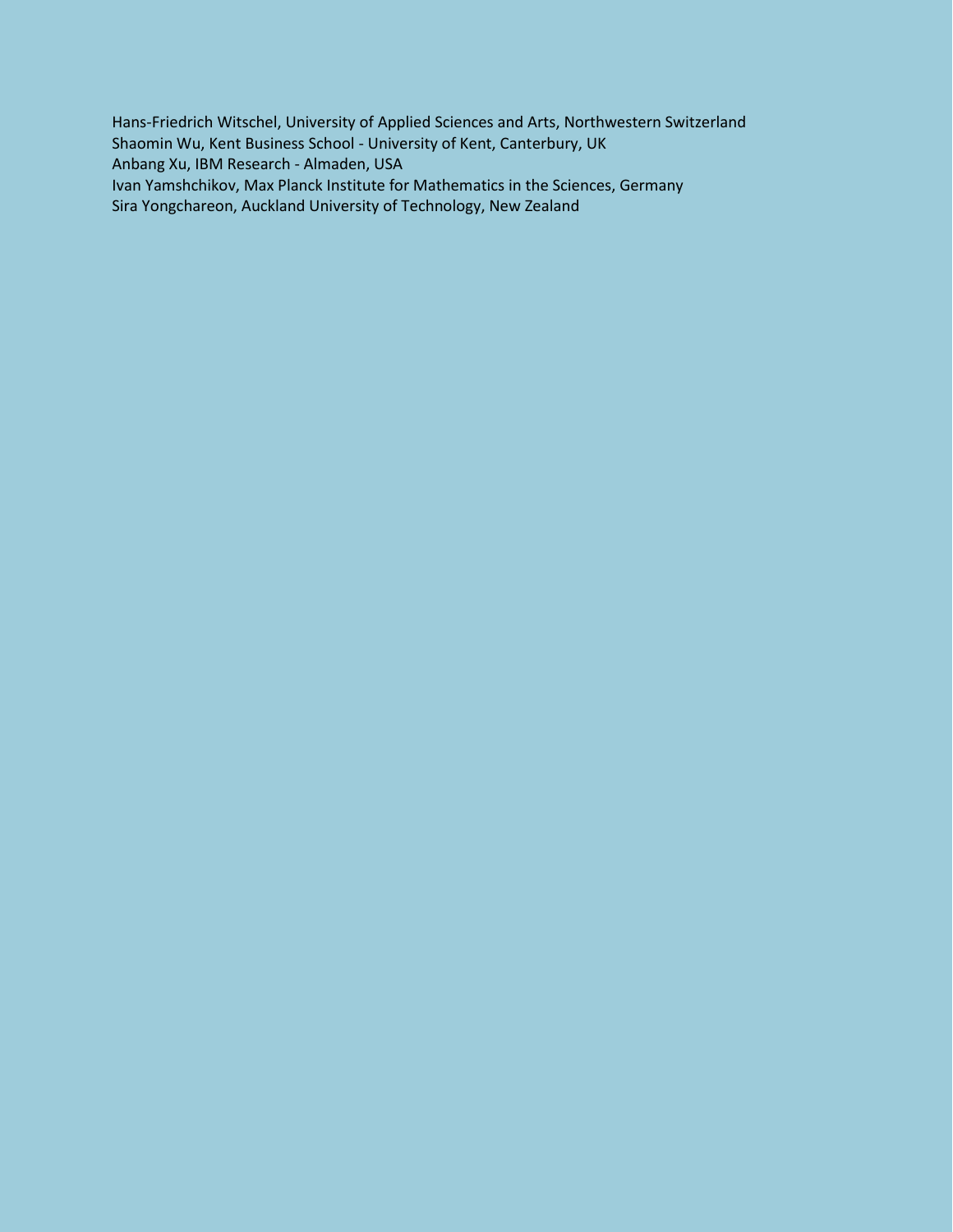Hans-Friedrich Witschel, University of Applied Sciences and Arts, Northwestern Switzerland
Shaomin Wu, Kent Business School - University of Kent, Canterbury, UK
Anbang Xu, IBM Research - Almaden, USA
Ivan Yamshchikov, Max Planck Institute for Mathematics in the Sciences, Germany
Sira Yongchareon, Auckland University of Technology, New Zealand